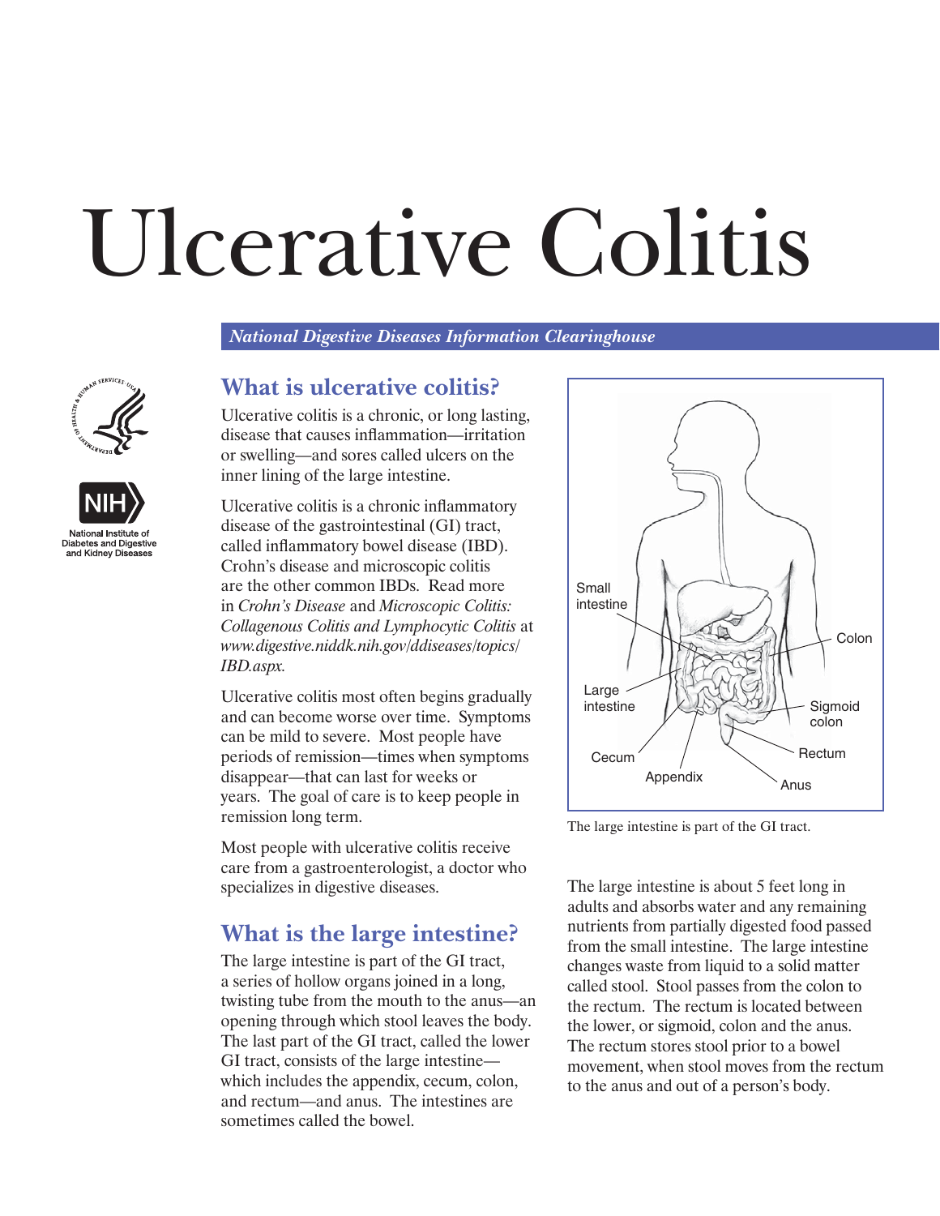# Ulcerative Colitis

*National Digestive Diseases Information Clearinghouse*

National Institute of Diabetes and Digestive and Kidney Diseases

## What is ulcerative colitis?

Ulcerative colitis is a chronic, or long lasting, disease that causes inflammation—irritation or swelling—and sores called ulcers on the inner lining of the large intestine.

Ulcerative colitis is a chronic inflammatory disease of the gastrointestinal (GI) tract, called inflammatory bowel disease (IBD). Crohn's disease and microscopic colitis are the other common IBDs. Read more in *Crohn's Disease* and *Microscopic Colitis: Collagenous Colitis and Lymphocytic Colitis* at *www.digestive.niddk.nih.gov/ddiseases/topics/IBD.aspx.*

Ulcerative colitis most often begins gradually and can become worse over time. Symptoms can be mild to severe. Most people have periods of remission—times when symptoms disappear—that can last for weeks or years. The goal of care is to keep people in remission long term.

Most people with ulcerative colitis receive care from a gastroenterologist, a doctor who specializes in digestive diseases.

## What is the large intestine?

The large intestine is part of the GI tract, a series of hollow organs joined in a long, twisting tube from the mouth to the anus—an opening through which stool leaves the body. The last part of the GI tract, called the lower GI tract, consists of the large intestine—which includes the appendix, cecum, colon, and rectum—and anus. The intestines are sometimes called the bowel.

Small intestine, Colon, Large intestine, Sigmoid colon, Cecum, Rectum, Appendix, Anus

The large intestine is part of the GI tract.

The large intestine is about 5 feet long in adults and absorbs water and any remaining nutrients from partially digested food passed from the small intestine. The large intestine changes waste from liquid to a solid matter called stool. Stool passes from the colon to the rectum. The rectum is located between the lower, or sigmoid, colon and the anus. The rectum stores stool prior to a bowel movement, when stool moves from the rectum to the anus and out of a person's body.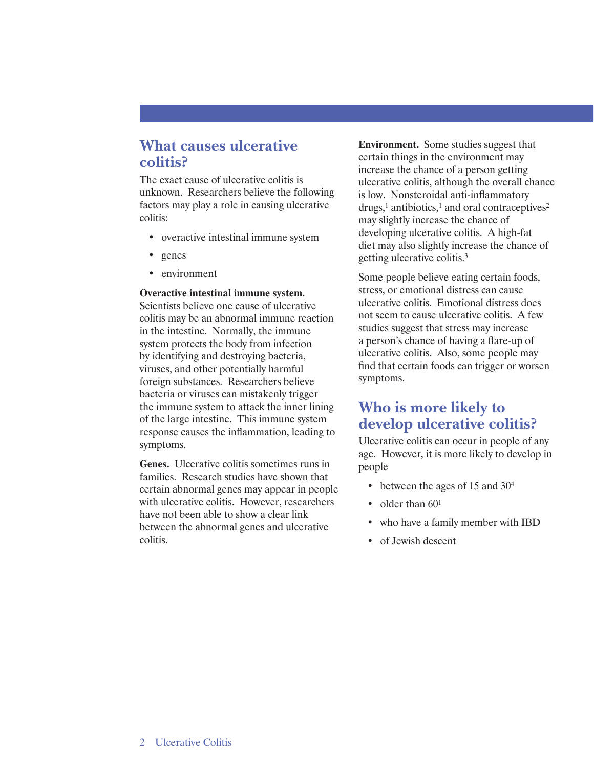## What causes ulcerative colitis?

The exact cause of ulcerative colitis is unknown. Researchers believe the following factors may play a role in causing ulcerative colitis:

- overactive intestinal immune system
- genes
- environment

**Overactive intestinal immune system.** Scientists believe one cause of ulcerative colitis may be an abnormal immune reaction in the intestine. Normally, the immune system protects the body from infection by identifying and destroying bacteria, viruses, and other potentially harmful foreign substances. Researchers believe bacteria or viruses can mistakenly trigger the immune system to attack the inner lining of the large intestine. This immune system response causes the inflammation, leading to symptoms.

**Genes.** Ulcerative colitis sometimes runs in families. Research studies have shown that certain abnormal genes may appear in people with ulcerative colitis. However, researchers have not been able to show a clear link between the abnormal genes and ulcerative colitis.

**Environment.** Some studies suggest that certain things in the environment may increase the chance of a person getting ulcerative colitis, although the overall chance is low. Nonsteroidal anti-inflammatory drugs,[1] antibiotics,[1] and oral contraceptives[2] may slightly increase the chance of developing ulcerative colitis. A high-fat diet may also slightly increase the chance of getting ulcerative colitis.[3]

Some people believe eating certain foods, stress, or emotional distress can cause ulcerative colitis. Emotional distress does not seem to cause ulcerative colitis. A few studies suggest that stress may increase a person's chance of having a flare-up of ulcerative colitis. Also, some people may find that certain foods can trigger or worsen symptoms.

## Who is more likely to develop ulcerative colitis?

Ulcerative colitis can occur in people of any age. However, it is more likely to develop in people

- between the ages of 15 and 30[4]
- older than 60[1]
- who have a family member with IBD
- of Jewish descent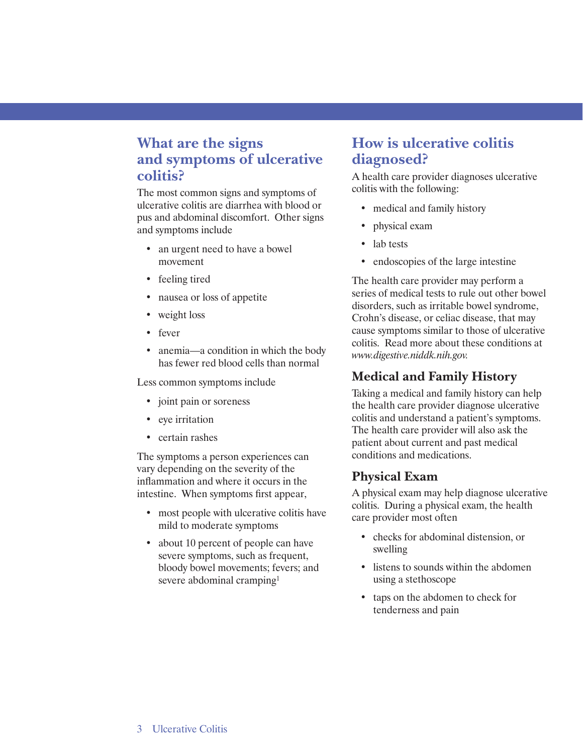## What are the signs and symptoms of ulcerative colitis?

The most common signs and symptoms of ulcerative colitis are diarrhea with blood or pus and abdominal discomfort. Other signs and symptoms include

- an urgent need to have a bowel movement
- feeling tired
- nausea or loss of appetite
- weight loss
- fever
- anemia—a condition in which the body has fewer red blood cells than normal

Less common symptoms include

- joint pain or soreness
- eye irritation
- certain rashes

The symptoms a person experiences can vary depending on the severity of the inflammation and where it occurs in the intestine. When symptoms first appear,

- most people with ulcerative colitis have mild to moderate symptoms
- about 10 percent of people can have severe symptoms, such as frequent, bloody bowel movements; fevers; and severe abdominal cramping[1]

## How is ulcerative colitis diagnosed?

A health care provider diagnoses ulcerative colitis with the following:

- medical and family history
- physical exam
- lab tests
- endoscopies of the large intestine

The health care provider may perform a series of medical tests to rule out other bowel disorders, such as irritable bowel syndrome, Crohn's disease, or celiac disease, that may cause symptoms similar to those of ulcerative colitis. Read more about these conditions at *www.digestive.niddk.nih.gov.*

### Medical and Family History

Taking a medical and family history can help the health care provider diagnose ulcerative colitis and understand a patient's symptoms. The health care provider will also ask the patient about current and past medical conditions and medications.

### Physical Exam

A physical exam may help diagnose ulcerative colitis. During a physical exam, the health care provider most often

- checks for abdominal distension, or swelling
- listens to sounds within the abdomen using a stethoscope
- taps on the abdomen to check for tenderness and pain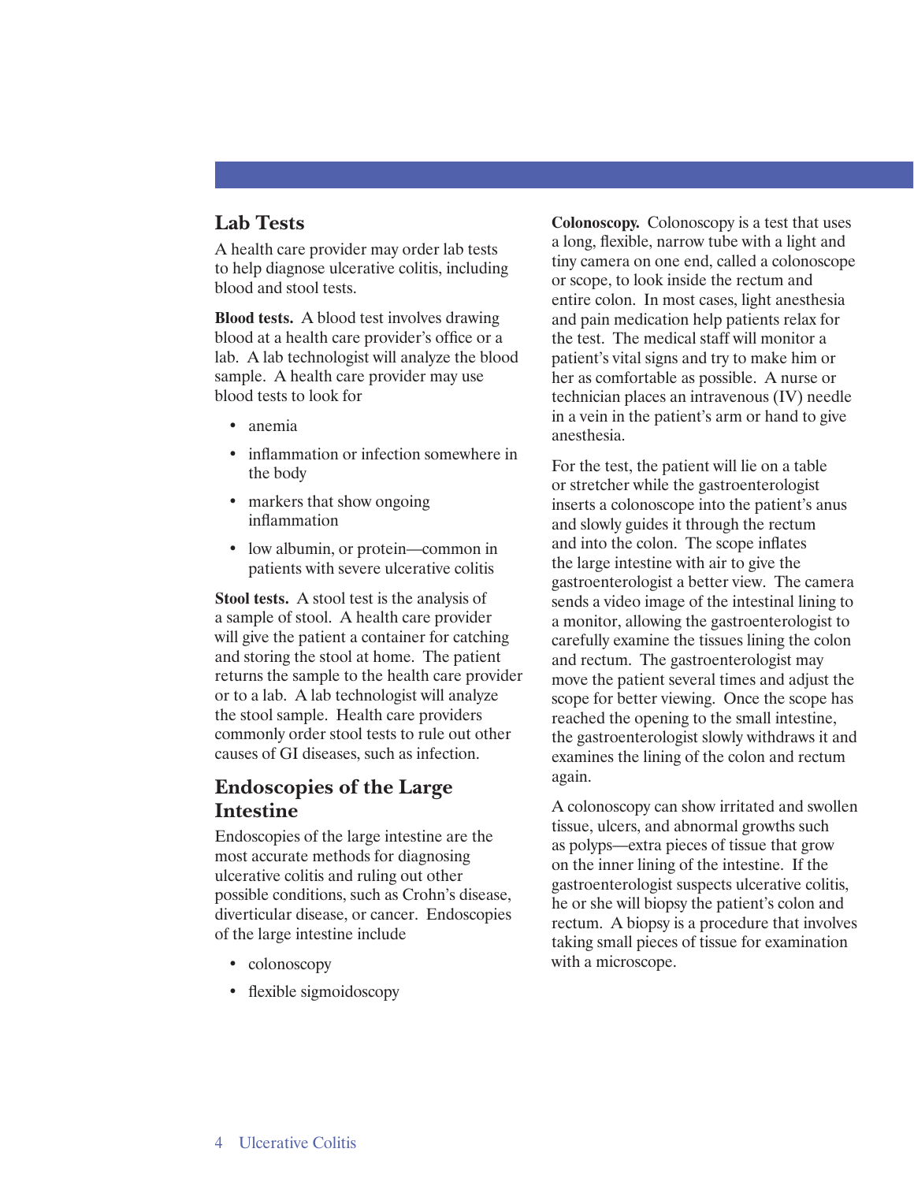## Lab Tests

A health care provider may order lab tests to help diagnose ulcerative colitis, including blood and stool tests.

**Blood tests.** A blood test involves drawing blood at a health care provider's office or a lab. A lab technologist will analyze the blood sample. A health care provider may use blood tests to look for

- anemia
- inflammation or infection somewhere in the body
- markers that show ongoing inflammation
- low albumin, or protein—common in patients with severe ulcerative colitis

**Stool tests.** A stool test is the analysis of a sample of stool. A health care provider will give the patient a container for catching and storing the stool at home. The patient returns the sample to the health care provider or to a lab. A lab technologist will analyze the stool sample. Health care providers commonly order stool tests to rule out other causes of GI diseases, such as infection.

## Endoscopies of the Large Intestine

Endoscopies of the large intestine are the most accurate methods for diagnosing ulcerative colitis and ruling out other possible conditions, such as Crohn's disease, diverticular disease, or cancer. Endoscopies of the large intestine include

- colonoscopy
- flexible sigmoidoscopy

**Colonoscopy.** Colonoscopy is a test that uses a long, flexible, narrow tube with a light and tiny camera on one end, called a colonoscope or scope, to look inside the rectum and entire colon. In most cases, light anesthesia and pain medication help patients relax for the test. The medical staff will monitor a patient's vital signs and try to make him or her as comfortable as possible. A nurse or technician places an intravenous (IV) needle in a vein in the patient's arm or hand to give anesthesia.

For the test, the patient will lie on a table or stretcher while the gastroenterologist inserts a colonoscope into the patient's anus and slowly guides it through the rectum and into the colon. The scope inflates the large intestine with air to give the gastroenterologist a better view. The camera sends a video image of the intestinal lining to a monitor, allowing the gastroenterologist to carefully examine the tissues lining the colon and rectum. The gastroenterologist may move the patient several times and adjust the scope for better viewing. Once the scope has reached the opening to the small intestine, the gastroenterologist slowly withdraws it and examines the lining of the colon and rectum again.

A colonoscopy can show irritated and swollen tissue, ulcers, and abnormal growths such as polyps—extra pieces of tissue that grow on the inner lining of the intestine. If the gastroenterologist suspects ulcerative colitis, he or she will biopsy the patient's colon and rectum. A biopsy is a procedure that involves taking small pieces of tissue for examination with a microscope.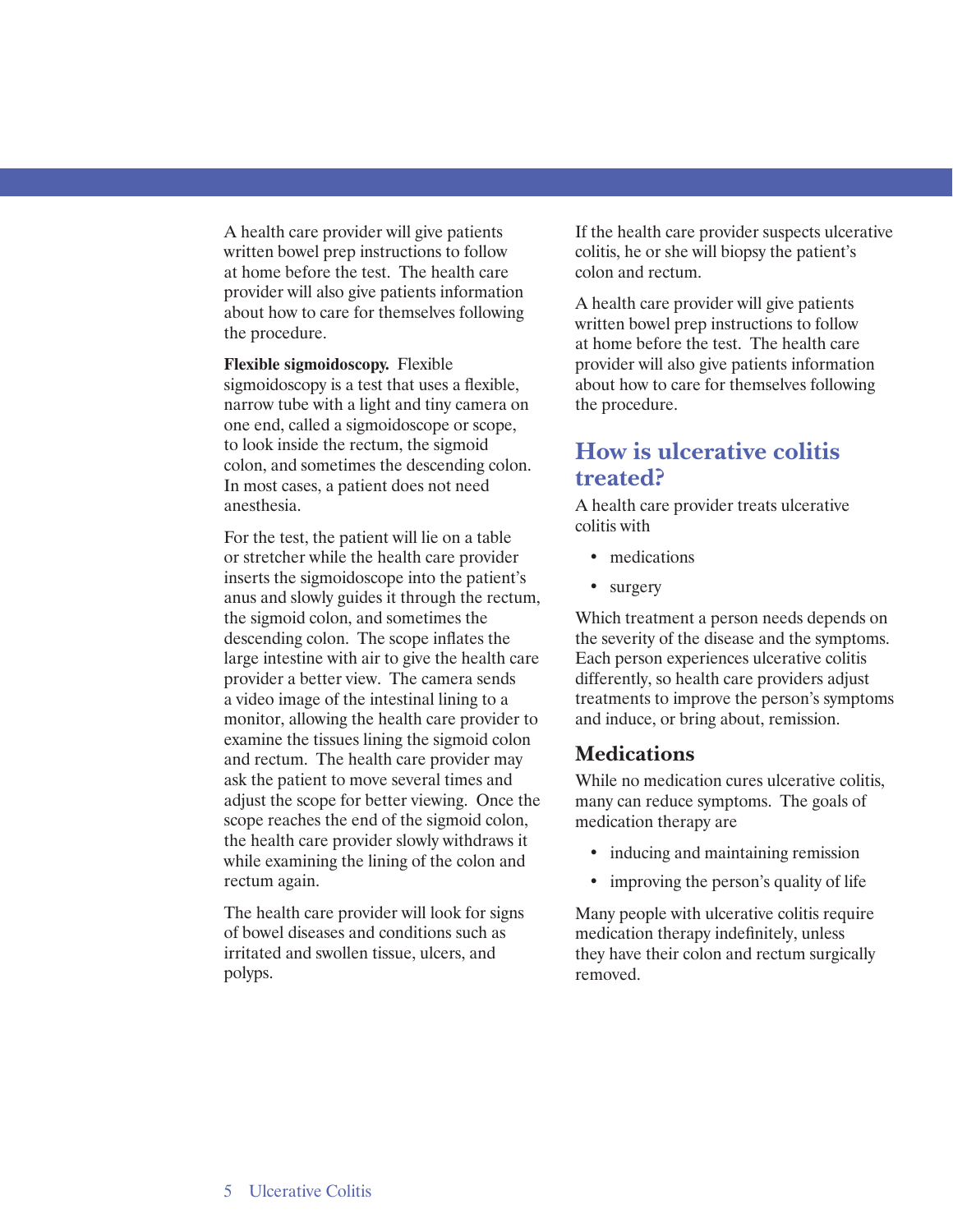A health care provider will give patients written bowel prep instructions to follow at home before the test. The health care provider will also give patients information about how to care for themselves following the procedure.

**Flexible sigmoidoscopy.** Flexible sigmoidoscopy is a test that uses a flexible, narrow tube with a light and tiny camera on one end, called a sigmoidoscope or scope, to look inside the rectum, the sigmoid colon, and sometimes the descending colon. In most cases, a patient does not need anesthesia.

For the test, the patient will lie on a table or stretcher while the health care provider inserts the sigmoidoscope into the patient's anus and slowly guides it through the rectum, the sigmoid colon, and sometimes the descending colon. The scope inflates the large intestine with air to give the health care provider a better view. The camera sends a video image of the intestinal lining to a monitor, allowing the health care provider to examine the tissues lining the sigmoid colon and rectum. The health care provider may ask the patient to move several times and adjust the scope for better viewing. Once the scope reaches the end of the sigmoid colon, the health care provider slowly withdraws it while examining the lining of the colon and rectum again.

The health care provider will look for signs of bowel diseases and conditions such as irritated and swollen tissue, ulcers, and polyps.

If the health care provider suspects ulcerative colitis, he or she will biopsy the patient's colon and rectum.

A health care provider will give patients written bowel prep instructions to follow at home before the test. The health care provider will also give patients information about how to care for themselves following the procedure.

## How is ulcerative colitis treated?

A health care provider treats ulcerative colitis with

- medications
- surgery

Which treatment a person needs depends on the severity of the disease and the symptoms. Each person experiences ulcerative colitis differently, so health care providers adjust treatments to improve the person's symptoms and induce, or bring about, remission.

### Medications

While no medication cures ulcerative colitis, many can reduce symptoms. The goals of medication therapy are

- inducing and maintaining remission
- improving the person's quality of life

Many people with ulcerative colitis require medication therapy indefinitely, unless they have their colon and rectum surgically removed.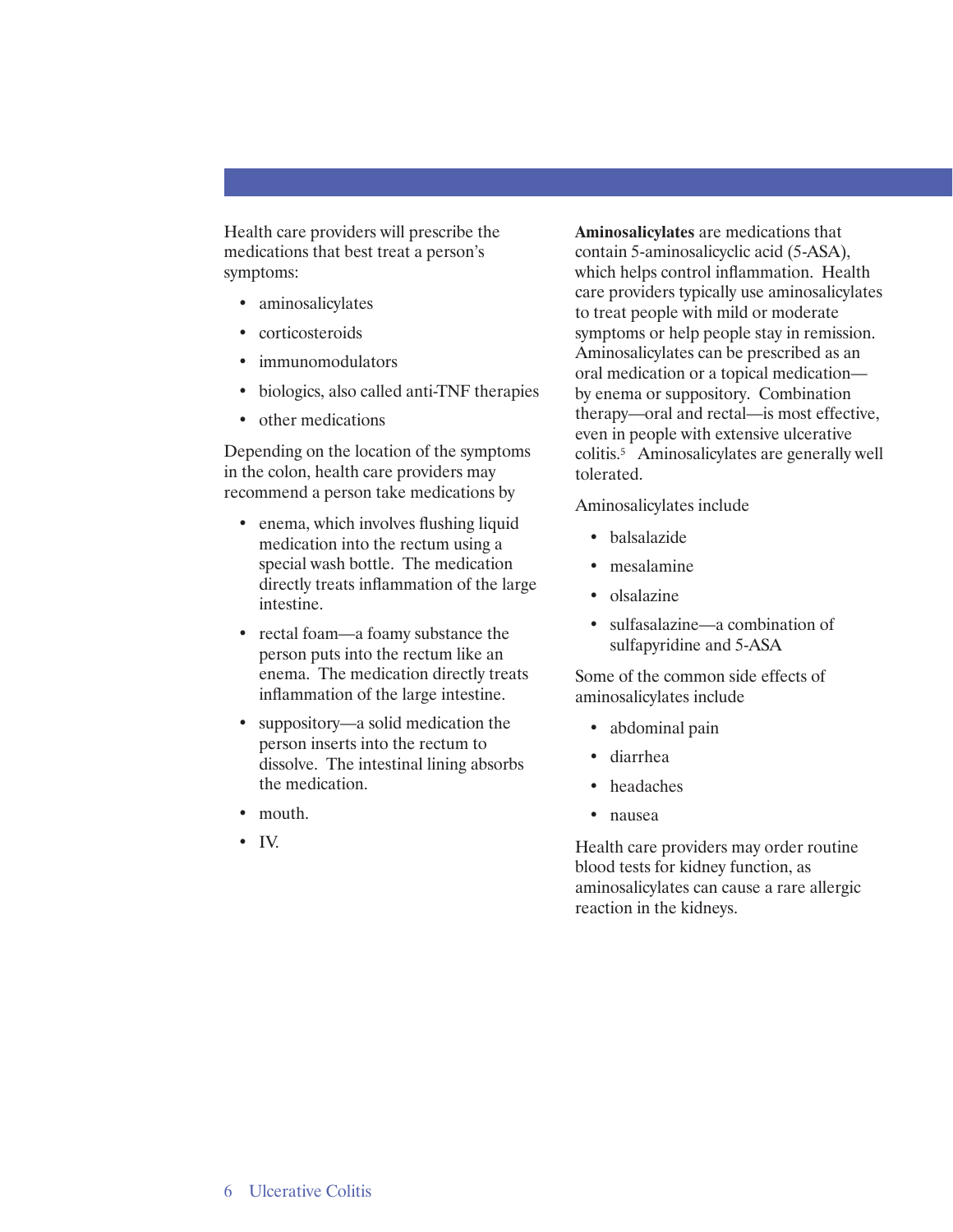Health care providers will prescribe the medications that best treat a person's symptoms:

- aminosalicylates
- corticosteroids
- immunomodulators
- biologics, also called anti-TNF therapies
- other medications

Depending on the location of the symptoms in the colon, health care providers may recommend a person take medications by

- enema, which involves flushing liquid medication into the rectum using a special wash bottle. The medication directly treats inflammation of the large intestine.
- rectal foam—a foamy substance the person puts into the rectum like an enema. The medication directly treats inflammation of the large intestine.
- suppository—a solid medication the person inserts into the rectum to dissolve. The intestinal lining absorbs the medication.
- mouth.
- IV.

**Aminosalicylates** are medications that contain 5-aminosalicyclic acid (5-ASA), which helps control inflammation. Health care providers typically use aminosalicylates to treat people with mild or moderate symptoms or help people stay in remission. Aminosalicylates can be prescribed as an oral medication or a topical medication—by enema or suppository. Combination therapy—oral and rectal—is most effective, even in people with extensive ulcerative colitis.[5] Aminosalicylates are generally well tolerated.

Aminosalicylates include

- balsalazide
- mesalamine
- olsalazine
- sulfasalazine—a combination of sulfapyridine and 5-ASA

Some of the common side effects of aminosalicylates include

- abdominal pain
- diarrhea
- headaches
- nausea

Health care providers may order routine blood tests for kidney function, as aminosalicylates can cause a rare allergic reaction in the kidneys.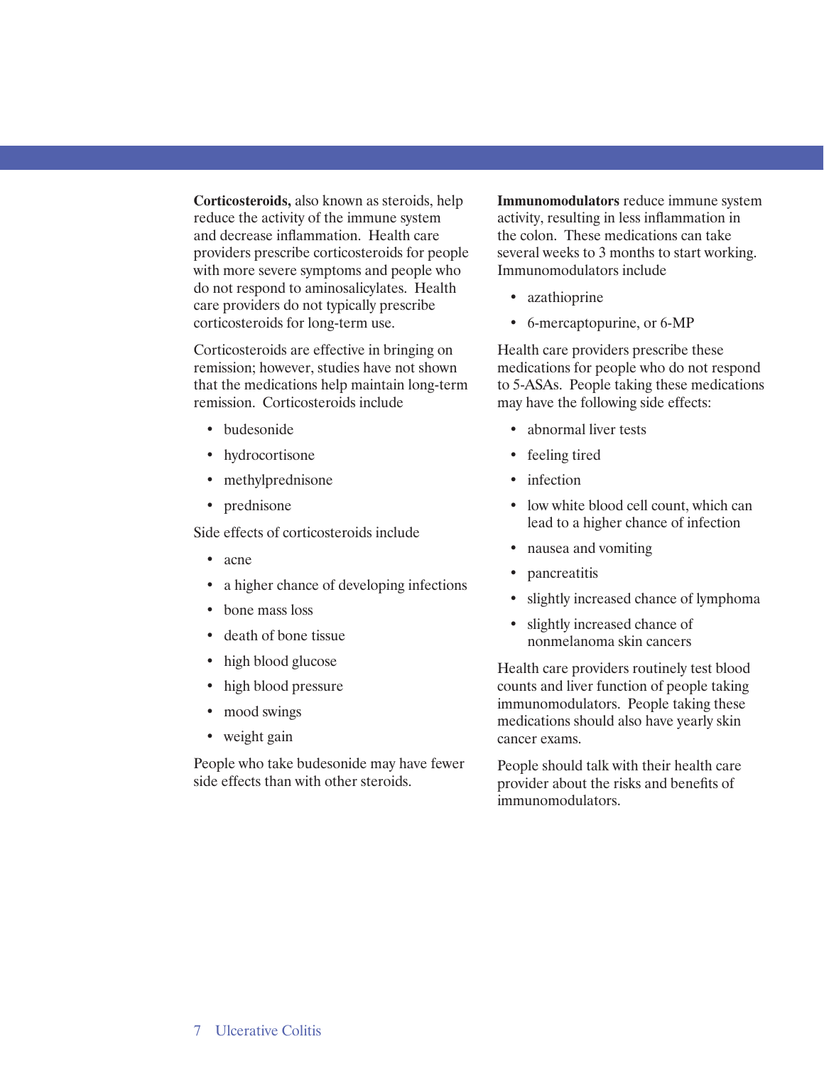**Corticosteroids,** also known as steroids, help reduce the activity of the immune system and decrease inflammation. Health care providers prescribe corticosteroids for people with more severe symptoms and people who do not respond to aminosalicylates. Health care providers do not typically prescribe corticosteroids for long-term use.

Corticosteroids are effective in bringing on remission; however, studies have not shown that the medications help maintain long-term remission. Corticosteroids include

- budesonide
- hydrocortisone
- methylprednisone
- prednisone

Side effects of corticosteroids include

- acne
- a higher chance of developing infections
- bone mass loss
- death of bone tissue
- high blood glucose
- high blood pressure
- mood swings
- weight gain

People who take budesonide may have fewer side effects than with other steroids.

**Immunomodulators** reduce immune system activity, resulting in less inflammation in the colon. These medications can take several weeks to 3 months to start working. Immunomodulators include

- azathioprine
- 6-mercaptopurine, or 6-MP

Health care providers prescribe these medications for people who do not respond to 5-ASAs. People taking these medications may have the following side effects:

- abnormal liver tests
- feeling tired
- infection
- low white blood cell count, which can lead to a higher chance of infection
- nausea and vomiting
- pancreatitis
- slightly increased chance of lymphoma
- slightly increased chance of nonmelanoma skin cancers

Health care providers routinely test blood counts and liver function of people taking immunomodulators. People taking these medications should also have yearly skin cancer exams.

People should talk with their health care provider about the risks and benefits of immunomodulators.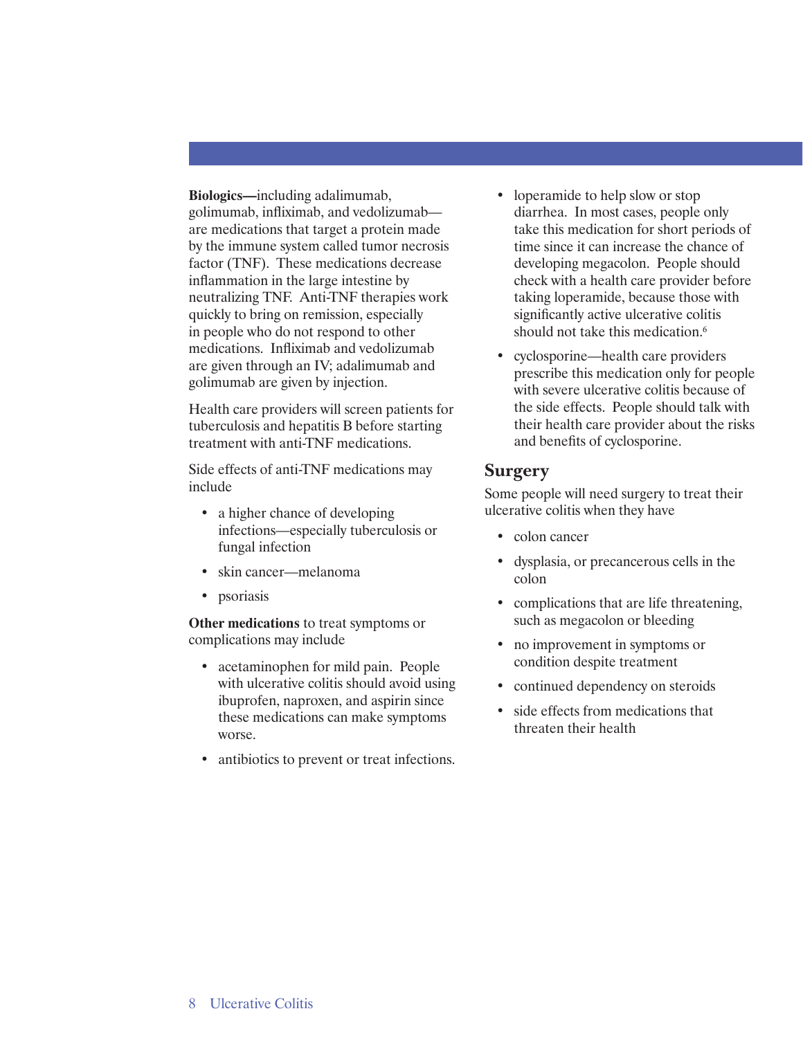**Biologics**—including adalimumab, golimumab, infliximab, and vedolizumab—are medications that target a protein made by the immune system called tumor necrosis factor (TNF). These medications decrease inflammation in the large intestine by neutralizing TNF. Anti-TNF therapies work quickly to bring on remission, especially in people who do not respond to other medications. Infliximab and vedolizumab are given through an IV; adalimumab and golimumab are given by injection.

Health care providers will screen patients for tuberculosis and hepatitis B before starting treatment with anti-TNF medications.

Side effects of anti-TNF medications may include

- a higher chance of developing infections—especially tuberculosis or fungal infection
- skin cancer—melanoma
- psoriasis

**Other medications** to treat symptoms or complications may include

- acetaminophen for mild pain. People with ulcerative colitis should avoid using ibuprofen, naproxen, and aspirin since these medications can make symptoms worse.
- antibiotics to prevent or treat infections.
- loperamide to help slow or stop diarrhea. In most cases, people only take this medication for short periods of time since it can increase the chance of developing megacolon. People should check with a health care provider before taking loperamide, because those with significantly active ulcerative colitis should not take this medication.[6]
- cyclosporine—health care providers prescribe this medication only for people with severe ulcerative colitis because of the side effects. People should talk with their health care provider about the risks and benefits of cyclosporine.

## Surgery

Some people will need surgery to treat their ulcerative colitis when they have

- colon cancer
- dysplasia, or precancerous cells in the colon
- complications that are life threatening, such as megacolon or bleeding
- no improvement in symptoms or condition despite treatment
- continued dependency on steroids
- side effects from medications that threaten their health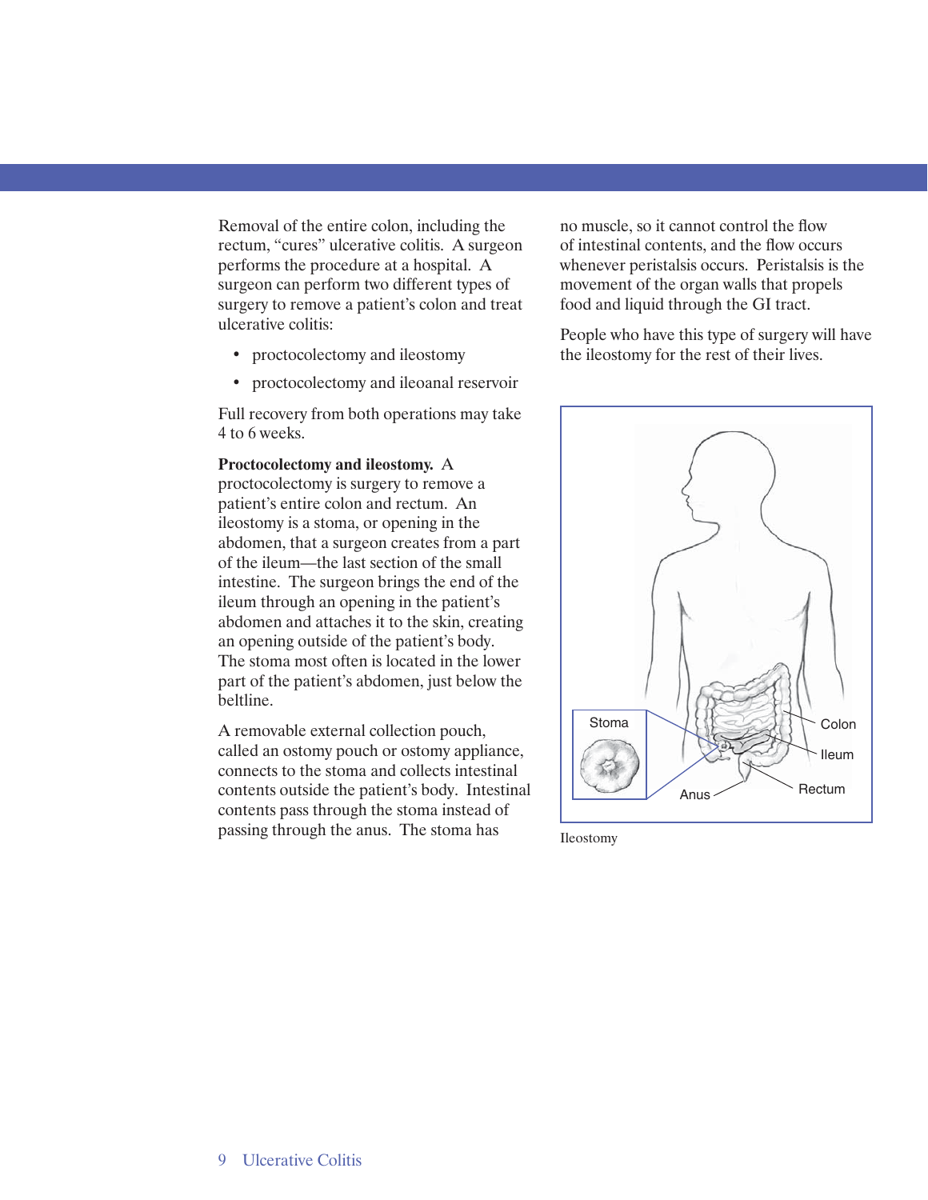Removal of the entire colon, including the rectum, "cures" ulcerative colitis. A surgeon performs the procedure at a hospital. A surgeon can perform two different types of surgery to remove a patient's colon and treat ulcerative colitis:

- proctocolectomy and ileostomy
- proctocolectomy and ileoanal reservoir

Full recovery from both operations may take 4 to 6 weeks.

**Proctocolectomy and ileostomy.** A proctocolectomy is surgery to remove a patient's entire colon and rectum. An ileostomy is a stoma, or opening in the abdomen, that a surgeon creates from a part of the ileum—the last section of the small intestine. The surgeon brings the end of the ileum through an opening in the patient's abdomen and attaches it to the skin, creating an opening outside of the patient's body. The stoma most often is located in the lower part of the patient's abdomen, just below the beltline.

A removable external collection pouch, called an ostomy pouch or ostomy appliance, connects to the stoma and collects intestinal contents outside the patient's body. Intestinal contents pass through the stoma instead of passing through the anus. The stoma has no muscle, so it cannot control the flow of intestinal contents, and the flow occurs whenever peristalsis occurs. Peristalsis is the movement of the organ walls that propels food and liquid through the GI tract.

People who have this type of surgery will have the ileostomy for the rest of their lives.

Stoma

Colon

Ileum

Anus

Rectum

Ileostomy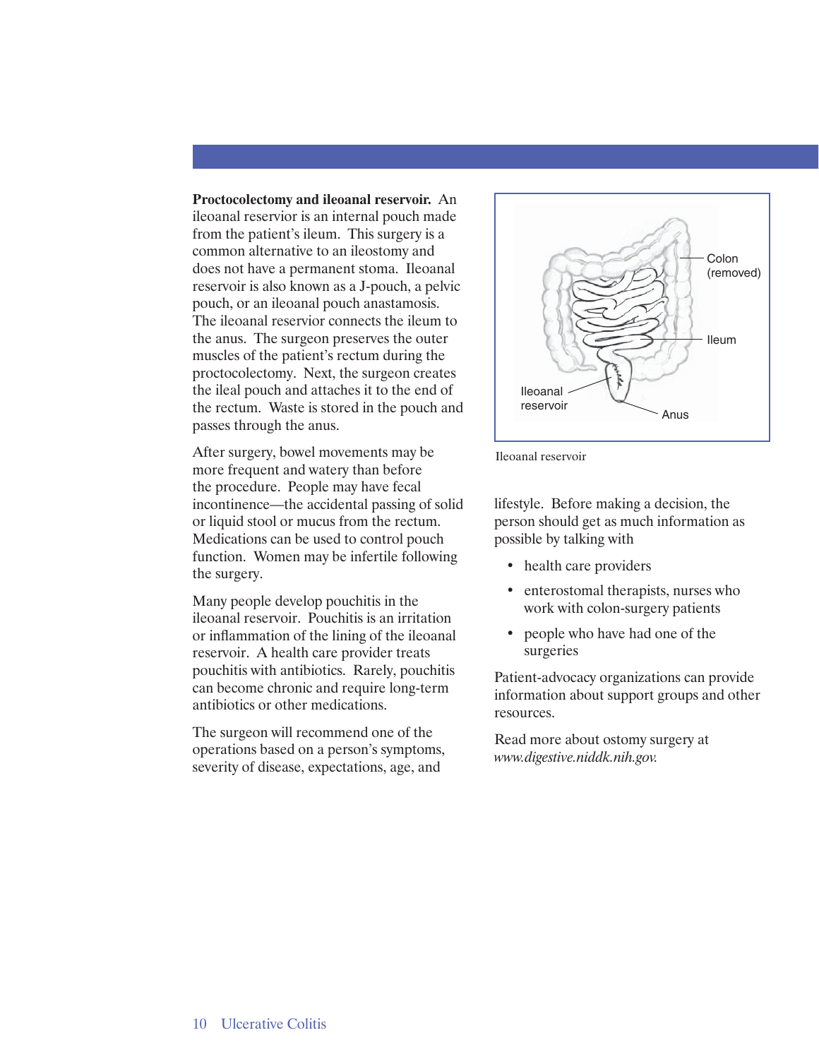**Proctocolectomy and ileoanal reservoir.** An ileoanal reservior is an internal pouch made from the patient's ileum. This surgery is a common alternative to an ileostomy and does not have a permanent stoma. Ileoanal reservoir is also known as a J-pouch, a pelvic pouch, or an ileoanal pouch anastamosis. The ileoanal reservior connects the ileum to the anus. The surgeon preserves the outer muscles of the patient's rectum during the proctocolectomy. Next, the surgeon creates the ileal pouch and attaches it to the end of the rectum. Waste is stored in the pouch and passes through the anus.

After surgery, bowel movements may be more frequent and watery than before the procedure. People may have fecal incontinence—the accidental passing of solid or liquid stool or mucus from the rectum. Medications can be used to control pouch function. Women may be infertile following the surgery.

Many people develop pouchitis in the ileoanal reservoir. Pouchitis is an irritation or inflammation of the lining of the ileoanal reservoir. A health care provider treats pouchitis with antibiotics. Rarely, pouchitis can become chronic and require long-term antibiotics or other medications.

The surgeon will recommend one of the operations based on a person's symptoms, severity of disease, expectations, age, and lifestyle. Before making a decision, the person should get as much information as possible by talking with

- health care providers
- enterostomal therapists, nurses who work with colon-surgery patients
- people who have had one of the surgeries

Patient-advocacy organizations can provide information about support groups and other resources.

Read more about ostomy surgery at *www.digestive.niddk.nih.gov.*

Colon (removed)

Ileum

Ileoanal reservoir

Anus

Ileoanal reservoir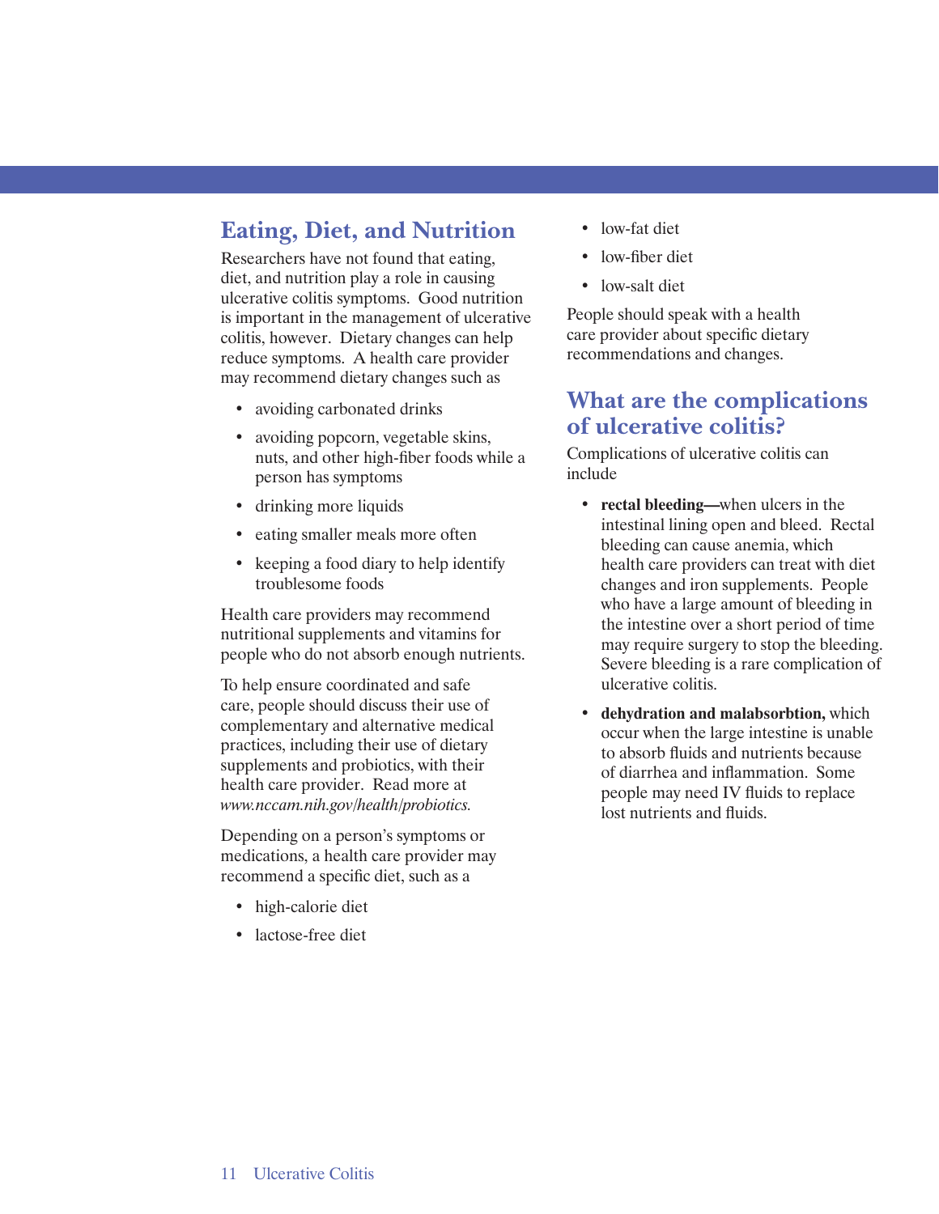## Eating, Diet, and Nutrition

Researchers have not found that eating, diet, and nutrition play a role in causing ulcerative colitis symptoms. Good nutrition is important in the management of ulcerative colitis, however. Dietary changes can help reduce symptoms. A health care provider may recommend dietary changes such as

- avoiding carbonated drinks
- avoiding popcorn, vegetable skins, nuts, and other high-fiber foods while a person has symptoms
- drinking more liquids
- eating smaller meals more often
- keeping a food diary to help identify troublesome foods

Health care providers may recommend nutritional supplements and vitamins for people who do not absorb enough nutrients.

To help ensure coordinated and safe care, people should discuss their use of complementary and alternative medical practices, including their use of dietary supplements and probiotics, with their health care provider. Read more at *www.nccam.nih.gov/health/probiotics.*

Depending on a person's symptoms or medications, a health care provider may recommend a specific diet, such as a

- high-calorie diet
- lactose-free diet
- low-fat diet
- low-fiber diet
- low-salt diet

People should speak with a health care provider about specific dietary recommendations and changes.

## What are the complications of ulcerative colitis?

Complications of ulcerative colitis can include

- **rectal bleeding—**when ulcers in the intestinal lining open and bleed. Rectal bleeding can cause anemia, which health care providers can treat with diet changes and iron supplements. People who have a large amount of bleeding in the intestine over a short period of time may require surgery to stop the bleeding. Severe bleeding is a rare complication of ulcerative colitis.
- **dehydration and malabsorbtion,** which occur when the large intestine is unable to absorb fluids and nutrients because of diarrhea and inflammation. Some people may need IV fluids to replace lost nutrients and fluids.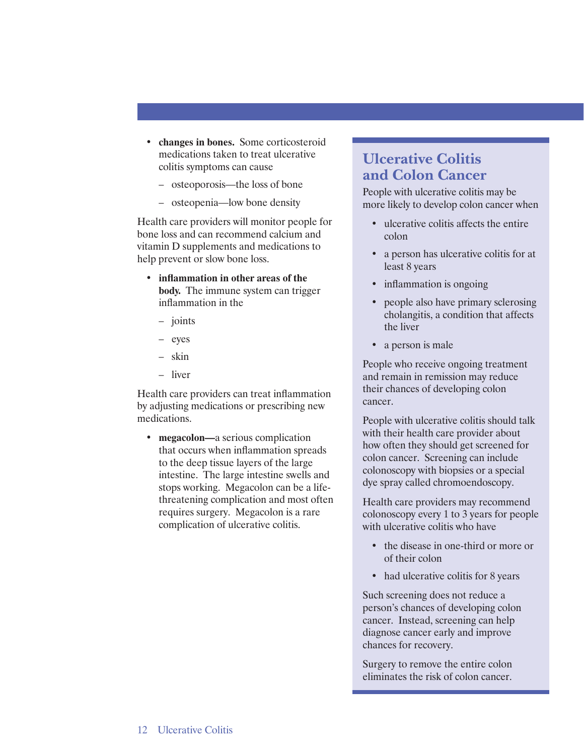- **changes in bones.** Some corticosteroid medications taken to treat ulcerative colitis symptoms can cause
  - osteoporosis—the loss of bone
  - osteopenia—low bone density

Health care providers will monitor people for bone loss and can recommend calcium and vitamin D supplements and medications to help prevent or slow bone loss.

- **inflammation in other areas of the body.** The immune system can trigger inflammation in the
  - joints
  - eyes
  - skin
  - liver

Health care providers can treat inflammation by adjusting medications or prescribing new medications.

- **megacolon—**a serious complication that occurs when inflammation spreads to the deep tissue layers of the large intestine. The large intestine swells and stops working. Megacolon can be a life-threatening complication and most often requires surgery. Megacolon is a rare complication of ulcerative colitis.

## Ulcerative Colitis and Colon Cancer

People with ulcerative colitis may be more likely to develop colon cancer when

- ulcerative colitis affects the entire colon
- a person has ulcerative colitis for at least 8 years
- inflammation is ongoing
- people also have primary sclerosing cholangitis, a condition that affects the liver
- a person is male

People who receive ongoing treatment and remain in remission may reduce their chances of developing colon cancer.

People with ulcerative colitis should talk with their health care provider about how often they should get screened for colon cancer. Screening can include colonoscopy with biopsies or a special dye spray called chromoendoscopy.

Health care providers may recommend colonoscopy every 1 to 3 years for people with ulcerative colitis who have

- the disease in one-third or more or of their colon
- had ulcerative colitis for 8 years

Such screening does not reduce a person's chances of developing colon cancer. Instead, screening can help diagnose cancer early and improve chances for recovery.

Surgery to remove the entire colon eliminates the risk of colon cancer.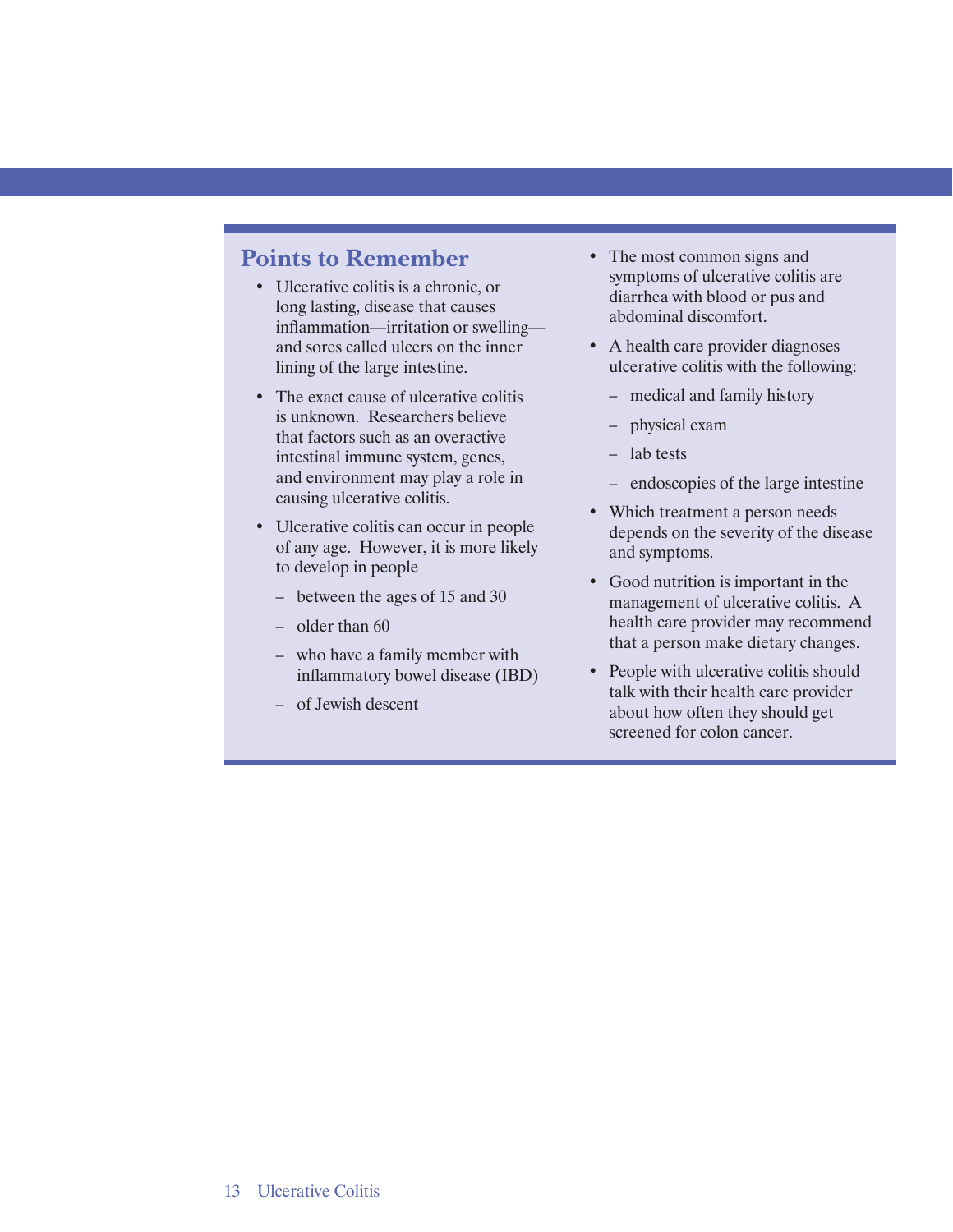## Points to Remember

- Ulcerative colitis is a chronic, or long lasting, disease that causes inflammation—irritation or swelling—and sores called ulcers on the inner lining of the large intestine.
- The exact cause of ulcerative colitis is unknown. Researchers believe that factors such as an overactive intestinal immune system, genes, and environment may play a role in causing ulcerative colitis.
- Ulcerative colitis can occur in people of any age. However, it is more likely to develop in people
  - between the ages of 15 and 30
  - older than 60
  - who have a family member with inflammatory bowel disease (IBD)
  - of Jewish descent
- The most common signs and symptoms of ulcerative colitis are diarrhea with blood or pus and abdominal discomfort.
- A health care provider diagnoses ulcerative colitis with the following:
  - medical and family history
  - physical exam
  - lab tests
  - endoscopies of the large intestine
- Which treatment a person needs depends on the severity of the disease and symptoms.
- Good nutrition is important in the management of ulcerative colitis. A health care provider may recommend that a person make dietary changes.
- People with ulcerative colitis should talk with their health care provider about how often they should get screened for colon cancer.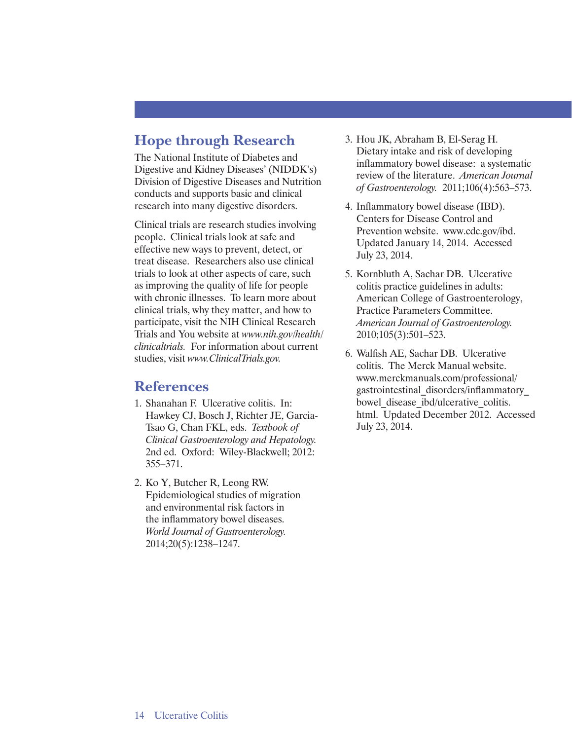## Hope through Research

The National Institute of Diabetes and Digestive and Kidney Diseases' (NIDDK's) Division of Digestive Diseases and Nutrition conducts and supports basic and clinical research into many digestive disorders.

Clinical trials are research studies involving people. Clinical trials look at safe and effective new ways to prevent, detect, or treat disease. Researchers also use clinical trials to look at other aspects of care, such as improving the quality of life for people with chronic illnesses. To learn more about clinical trials, why they matter, and how to participate, visit the NIH Clinical Research Trials and You website at *www.nih.gov/health/clinicaltrials.* For information about current studies, visit *www.ClinicalTrials.gov.*

## References

1. Shanahan F. Ulcerative colitis. In: Hawkey CJ, Bosch J, Richter JE, Garcia-Tsao G, Chan FKL, eds. *Textbook of Clinical Gastroenterology and Hepatology.* 2nd ed. Oxford: Wiley-Blackwell; 2012: 355–371.

2. Ko Y, Butcher R, Leong RW. Epidemiological studies of migration and environmental risk factors in the inflammatory bowel diseases. *World Journal of Gastroenterology.* 2014;20(5):1238–1247.

3. Hou JK, Abraham B, El-Serag H. Dietary intake and risk of developing inflammatory bowel disease: a systematic review of the literature. *American Journal of Gastroenterology.* 2011;106(4):563–573.

4. Inflammatory bowel disease (IBD). Centers for Disease Control and Prevention website. www.cdc.gov/ibd. Updated January 14, 2014. Accessed July 23, 2014.

5. Kornbluth A, Sachar DB. Ulcerative colitis practice guidelines in adults: American College of Gastroenterology, Practice Parameters Committee. *American Journal of Gastroenterology.* 2010;105(3):501–523.

6. Walfish AE, Sachar DB. Ulcerative colitis. The Merck Manual website. www.merckmanuals.com/professional/gastrointestinal_disorders/inflammatory_bowel_disease_ibd/ulcerative_colitis.html. Updated December 2012. Accessed July 23, 2014.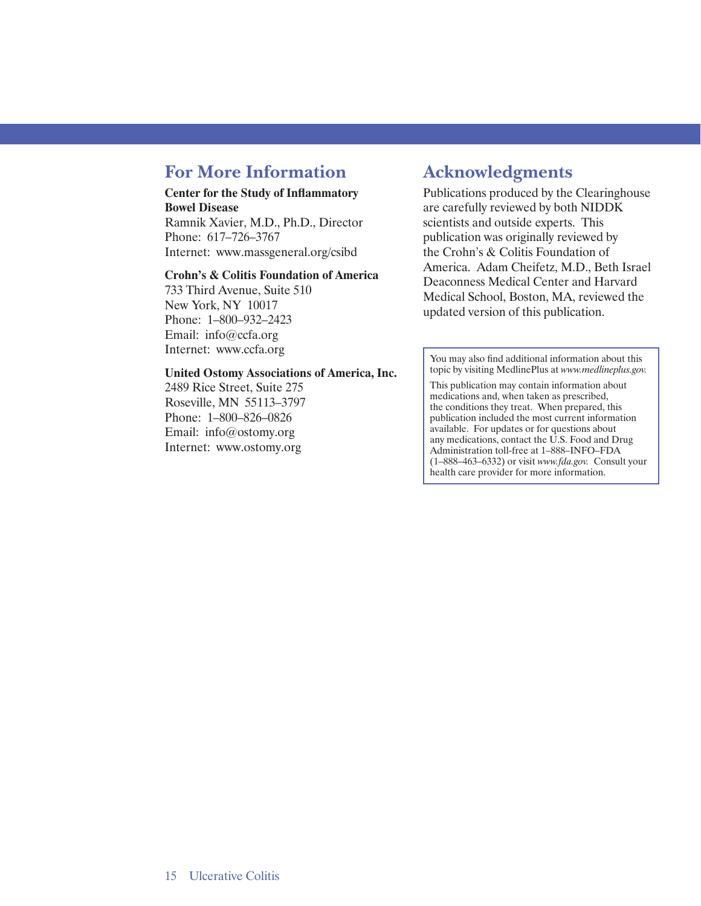## For More Information

**Center for the Study of Inflammatory Bowel Disease**
Ramnik Xavier, M.D., Ph.D., Director
Phone: 617–726–3767
Internet: www.massgeneral.org/csibd

**Crohn's & Colitis Foundation of America**
733 Third Avenue, Suite 510
New York, NY 10017
Phone: 1–800–932–2423
Email: info@ccfa.org
Internet: www.ccfa.org

**United Ostomy Associations of America, Inc.**
2489 Rice Street, Suite 275
Roseville, MN 55113–3797
Phone: 1–800–826–0826
Email: info@ostomy.org
Internet: www.ostomy.org

## Acknowledgments

Publications produced by the Clearinghouse are carefully reviewed by both NIDDK scientists and outside experts. This publication was originally reviewed by the Crohn's & Colitis Foundation of America. Adam Cheifetz, M.D., Beth Israel Deaconness Medical Center and Harvard Medical School, Boston, MA, reviewed the updated version of this publication.

You may also find additional information about this topic by visiting MedlinePlus at *www.medlineplus.gov.*

This publication may contain information about medications and, when taken as prescribed, the conditions they treat. When prepared, this publication included the most current information available. For updates or for questions about any medications, contact the U.S. Food and Drug Administration toll-free at 1–888–INFO–FDA (1–888–463–6332) or visit *www.fda.gov.* Consult your health care provider for more information.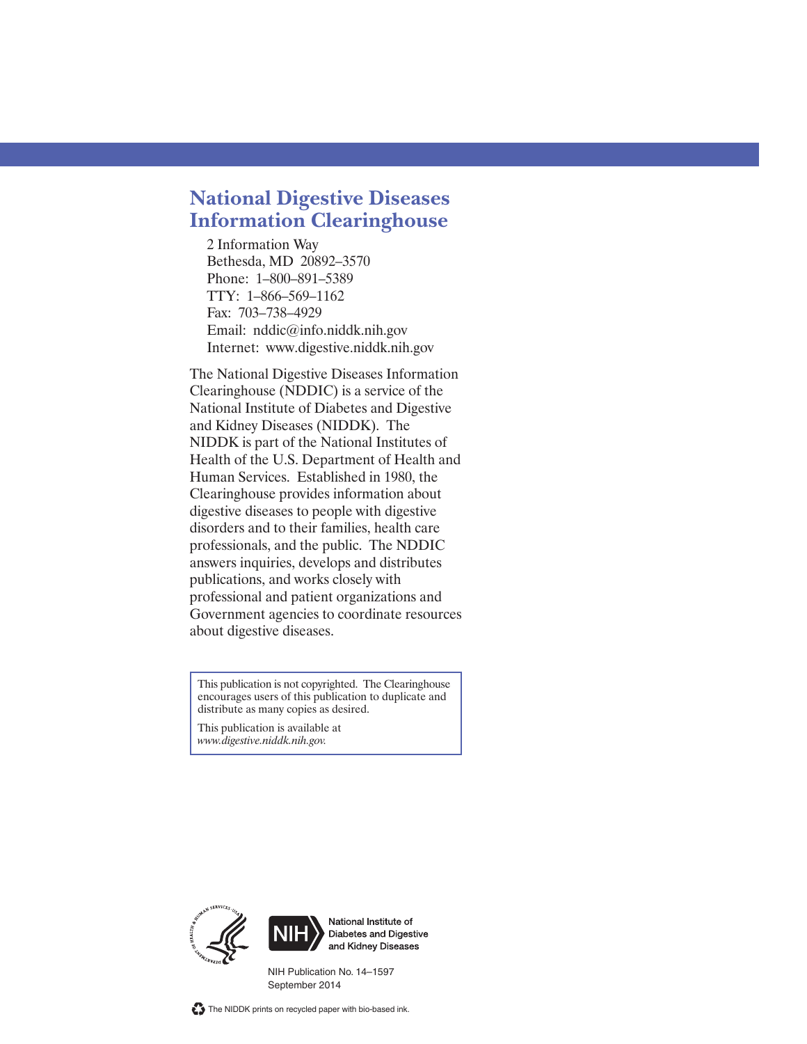## National Digestive Diseases Information Clearinghouse

2 Information Way
Bethesda, MD 20892–3570
Phone: 1–800–891–5389
TTY: 1–866–569–1162
Fax: 703–738–4929
Email: nddic@info.niddk.nih.gov
Internet: www.digestive.niddk.nih.gov

The National Digestive Diseases Information Clearinghouse (NDDIC) is a service of the National Institute of Diabetes and Digestive and Kidney Diseases (NIDDK). The NIDDK is part of the National Institutes of Health of the U.S. Department of Health and Human Services. Established in 1980, the Clearinghouse provides information about digestive diseases to people with digestive disorders and to their families, health care professionals, and the public. The NDDIC answers inquiries, develops and distributes publications, and works closely with professional and patient organizations and Government agencies to coordinate resources about digestive diseases.

This publication is not copyrighted. The Clearinghouse encourages users of this publication to duplicate and distribute as many copies as desired.

This publication is available at *www.digestive.niddk.nih.gov.*

National Institute of Diabetes and Digestive and Kidney Diseases

NIH Publication No. 14–1597
September 2014

The NIDDK prints on recycled paper with bio-based ink.